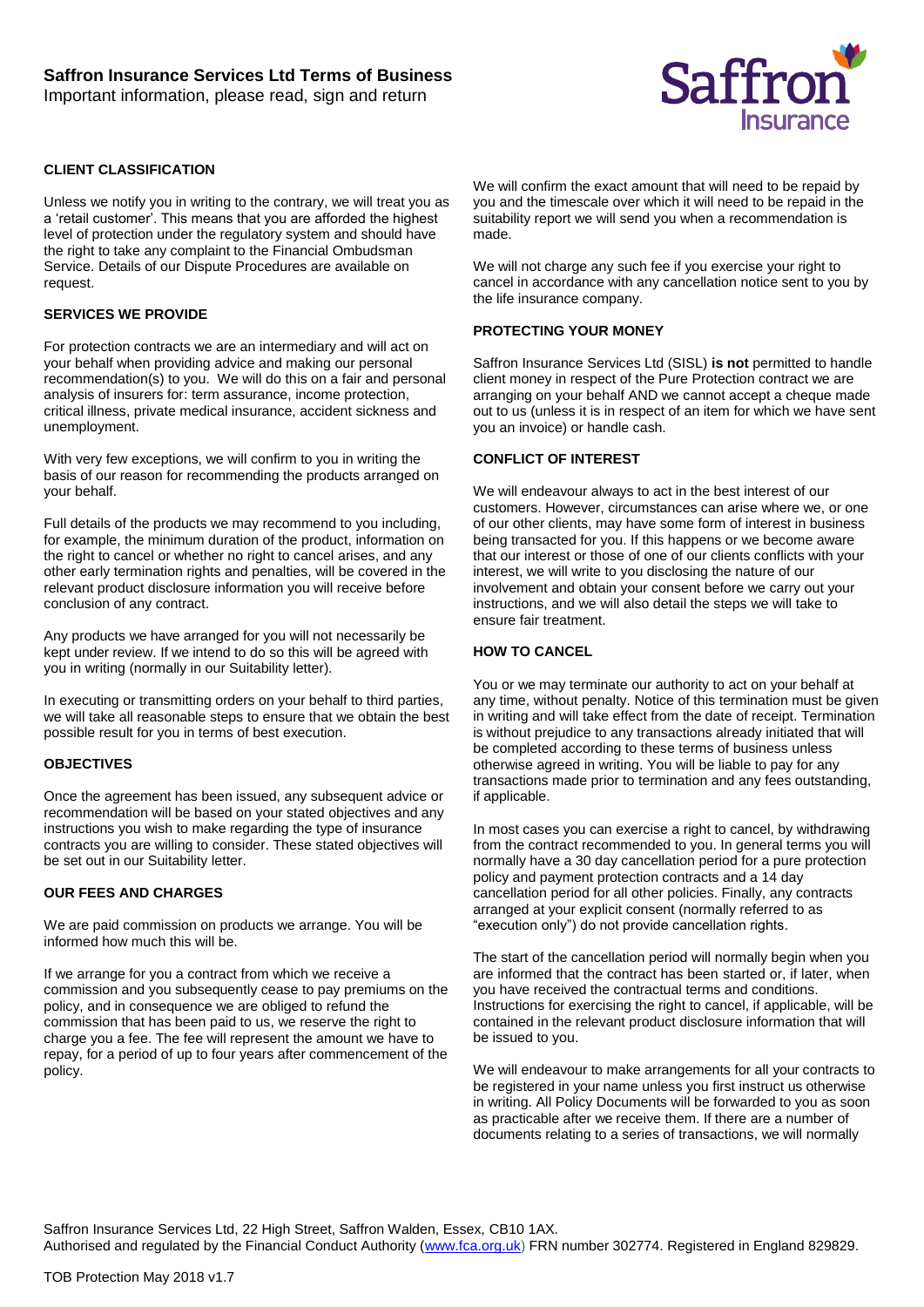# Saffron Insurance Services Ltd Terms of Business

Important information, please read, sign and return

## CLIENT CLASSIFICATION

Unless we notify you in writing to the contrary, we will treat you as a 'retail customer'. This means that you are afforded the highest level of protection under the regulatory system and should have the right to take any complaint to the Financial Ombudsman Service. Details of our Dispute Procedures are available on request.

## SERVICES WE PROVIDE

For protection contracts we are an intermediary and will act on your behalf when providing advice and making our personal recommendation(s) to you. We will do this on a fair and personal analysis of insurers for: term assurance, income protection, critical illness, private medical insurance, accident sickness and unemployment.

With very few exceptions, we will confirm to you in writing the basis of our reason for recommending the products arranged on your behalf.

Full details of the products we may recommend to you including, for example, the minimum duration of the product, information on the right to cancel or whether no right to cancel arises, and any other early termination rights and penalties, will be covered in the relevant product disclosure information you will receive before conclusion of any contract.

Any products we have arranged for you will not necessarily be kept under review. If we intend to do so this will be agreed with you in writing (normally in our Suitability letter).

In executing or transmitting orders on your behalf to third parties, we will take all reasonable steps to ensure that we obtain the best possible result for you in terms of best execution.

## OBJECTIVES

Once the agreement has been issued, any subsequent advice or recommendation will be based on your stated objectives and any instructions you wish to make regarding the type of insurance contracts you are willing to consider. These stated objectives will be set out in our Suitability letter.

## OUR FEES AND CHARGES

We are paid commission on products we arrange. You will be informed how much this will be.

If we arrange for you a contract from which we receive a commission and you subsequently cease to pay premiums on the policy, and in consequence we are obliged to refund the commission that has been paid to us, we reserve the right to charge you a fee. The fee will represent the amount we have to repay, for a period of up to four years after commencement of the policy.

We will confirm the exact amount that will need to be repaid by you and the timescale over which it will need to be repaid in the suitability report we will send you when a recommendation is made.

We will not charge any such fee if you exercise your right to cancel in accordance with any cancellation notice sent to you by the life insurance company.

## PROTECTING YOUR MONEY

Saffron Insurance Services Ltd (SISL) **is not** permitted to handle client money in respect of the Pure Protection contract we are arranging on your behalf AND we cannot accept a cheque made out to us (unless it is in respect of an item for which we have sent you an invoice) or handle cash.

## CONFLICT OF INTEREST

We will endeavour always to act in the best interest of our customers. However, circumstances can arise where we, or one of our other clients, may have some form of interest in business being transacted for you. If this happens or we become aware that our interest or those of one of our clients conflicts with your interest, we will write to you disclosing the nature of our involvement and obtain your consent before we carry out your instructions, and we will also detail the steps we will take to ensure fair treatment.

## HOW TO CANCEL

You or we may terminate our authority to act on your behalf at any time, without penalty. Notice of this termination must be given in writing and will take effect from the date of receipt. Termination is without prejudice to any transactions already initiated that will be completed according to these terms of business unless otherwise agreed in writing. You will be liable to pay for any transactions made prior to termination and any fees outstanding, if applicable.

In most cases you can exercise a right to cancel, by withdrawing from the contract recommended to you. In general terms you will normally have a 30 day cancellation period for a pure protection policy and payment protection contracts and a 14 day cancellation period for all other policies. Finally, any contracts arranged at your explicit consent (normally referred to as "execution only") do not provide cancellation rights.

The start of the cancellation period will normally begin when you are informed that the contract has been started or, if later, when you have received the contractual terms and conditions. Instructions for exercising the right to cancel, if applicable, will be contained in the relevant product disclosure information that will be issued to you.

We will endeavour to make arrangements for all your contracts to be registered in your name unless you first instruct us otherwise in writing. All Policy Documents will be forwarded to you as soon as practicable after we receive them. If there are a number of documents relating to a series of transactions, we will normally

Saffron Insurance Services Ltd, 22 High Street, Saffron Walden, Essex, CB10 1AX.
Authorised and regulated by the Financial Conduct Authority (www.fca.org.uk) FRN number 302774. Registered in England 829829.

TOB Protection May 2018 v1.7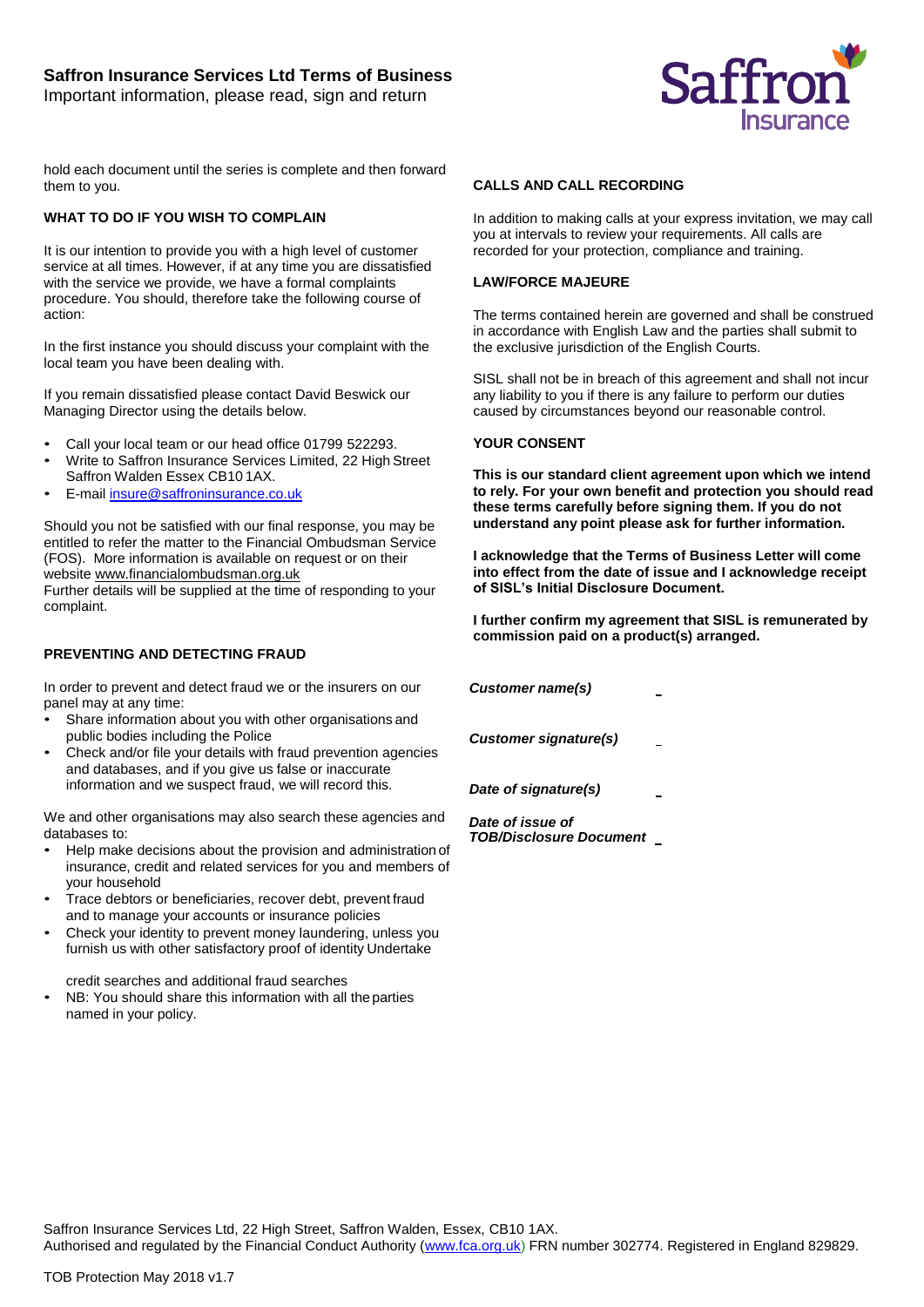# Saffron Insurance Services Ltd Terms of Business

Important information, please read, sign and return

hold each document until the series is complete and then forward them to you.

**WHAT TO DO IF YOU WISH TO COMPLAIN**

It is our intention to provide you with a high level of customer service at all times. However, if at any time you are dissatisfied with the service we provide, we have a formal complaints procedure. You should, therefore take the following course of action:

In the first instance you should discuss your complaint with the local team you have been dealing with.

If you remain dissatisfied please contact David Beswick our Managing Director using the details below.

- Call your local team or our head office 01799 522293.
- Write to Saffron Insurance Services Limited, 22 High Street Saffron Walden Essex CB10 1AX.
- E-mail insure@saffroninsurance.co.uk

Should you not be satisfied with our final response, you may be entitled to refer the matter to the Financial Ombudsman Service (FOS). More information is available on request or on their website www.financialombudsman.org.uk
Further details will be supplied at the time of responding to your complaint.

**PREVENTING AND DETECTING FRAUD**

In order to prevent and detect fraud we or the insurers on our panel may at any time:

- Share information about you with other organisations and public bodies including the Police
- Check and/or file your details with fraud prevention agencies and databases, and if you give us false or inaccurate information and we suspect fraud, we will record this.

We and other organisations may also search these agencies and databases to:

- Help make decisions about the provision and administration of insurance, credit and related services for you and members of your household
- Trace debtors or beneficiaries, recover debt, prevent fraud and to manage your accounts or insurance policies
- Check your identity to prevent money laundering, unless you furnish us with other satisfactory proof of identity Undertake

  credit searches and additional fraud searches
- NB: You should share this information with all the parties named in your policy.

**CALLS AND CALL RECORDING**

In addition to making calls at your express invitation, we may call you at intervals to review your requirements. All calls are recorded for your protection, compliance and training.

**LAW/FORCE MAJEURE**

The terms contained herein are governed and shall be construed in accordance with English Law and the parties shall submit to the exclusive jurisdiction of the English Courts.

SISL shall not be in breach of this agreement and shall not incur any liability to you if there is any failure to perform our duties caused by circumstances beyond our reasonable control.

**YOUR CONSENT**

**This is our standard client agreement upon which we intend to rely. For your own benefit and protection you should read these terms carefully before signing them. If you do not understand any point please ask for further information.**

**I acknowledge that the Terms of Business Letter will come into effect from the date of issue and I acknowledge receipt of SISL's Initial Disclosure Document.**

**I further confirm my agreement that SISL is remunerated by commission paid on a product(s) arranged.**

***Customer name(s)*** _

***Customer signature(s)*** _

***Date of signature(s)*** _

***Date of issue of TOB/Disclosure Document*** _

Saffron Insurance Services Ltd, 22 High Street, Saffron Walden, Essex, CB10 1AX.
Authorised and regulated by the Financial Conduct Authority (www.fca.org.uk) FRN number 302774. Registered in England 829829.

TOB Protection May 2018 v1.7